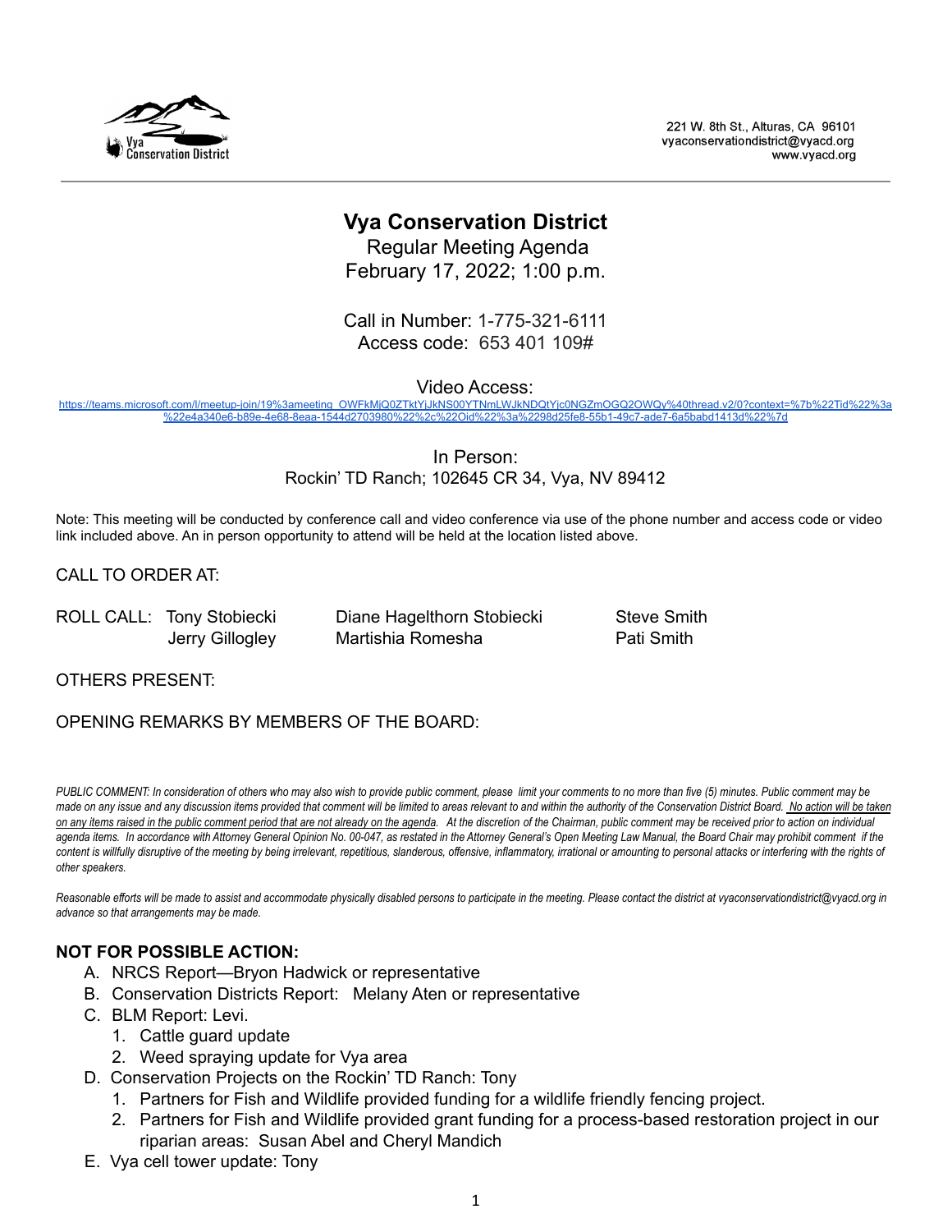Vya Conservation District

221 W. 8th St., Alturas, CA 96101
vyaconservationdistrict@vyacd.org
www.vyacd.org

# Vya Conservation District

Regular Meeting Agenda
February 17, 2022; 1:00 p.m.

Call in Number: 1-775-321-6111
Access code: 653 401 109#

Video Access:
https://teams.microsoft.com/l/meetup-join/19%3ameeting_OWFkMjQ0ZTktYjJkNS00YTNmLWJkNDQtYjc0NGZmOGQ2OWQy%40thread.v2/0?context=%7b%22Tid%22%3a%22e4a340e6-b89e-4e68-8eaa-1544d2703980%22%2c%22Oid%22%3a%2298d25fe8-55b1-49c7-ade7-6a5babd1413d%22%7d

In Person:
Rockin' TD Ranch; 102645 CR 34, Vya, NV 89412

Note: This meeting will be conducted by conference call and video conference via use of the phone number and access code or video link included above. An in person opportunity to attend will be held at the location listed above.

CALL TO ORDER AT:

ROLL CALL: Tony Stobiecki, Diane Hagelthorn Stobiecki, Steve Smith, Jerry Gillogley, Martishia Romesha, Pati Smith

OTHERS PRESENT:

OPENING REMARKS BY MEMBERS OF THE BOARD:

*PUBLIC COMMENT: In consideration of others who may also wish to provide public comment, please limit your comments to no more than five (5) minutes. Public comment may be made on any issue and any discussion items provided that comment will be limited to areas relevant to and within the authority of the Conservation District Board. No action will be taken on any items raised in the public comment period that are not already on the agenda. At the discretion of the Chairman, public comment may be received prior to action on individual agenda items. In accordance with Attorney General Opinion No. 00-047, as restated in the Attorney General's Open Meeting Law Manual, the Board Chair may prohibit comment if the content is willfully disruptive of the meeting by being irrelevant, repetitious, slanderous, offensive, inflammatory, irrational or amounting to personal attacks or interfering with the rights of other speakers.*

*Reasonable efforts will be made to assist and accommodate physically disabled persons to participate in the meeting. Please contact the district at vyaconservationdistrict@vyacd.org in advance so that arrangements may be made.*

**NOT FOR POSSIBLE ACTION:**

A. NRCS Report—Bryon Hadwick or representative
B. Conservation Districts Report: Melany Aten or representative
C. BLM Report: Levi.
   1. Cattle guard update
   2. Weed spraying update for Vya area
D. Conservation Projects on the Rockin' TD Ranch: Tony
   1. Partners for Fish and Wildlife provided funding for a wildlife friendly fencing project.
   2. Partners for Fish and Wildlife provided grant funding for a process-based restoration project in our riparian areas: Susan Abel and Cheryl Mandich
E. Vya cell tower update: Tony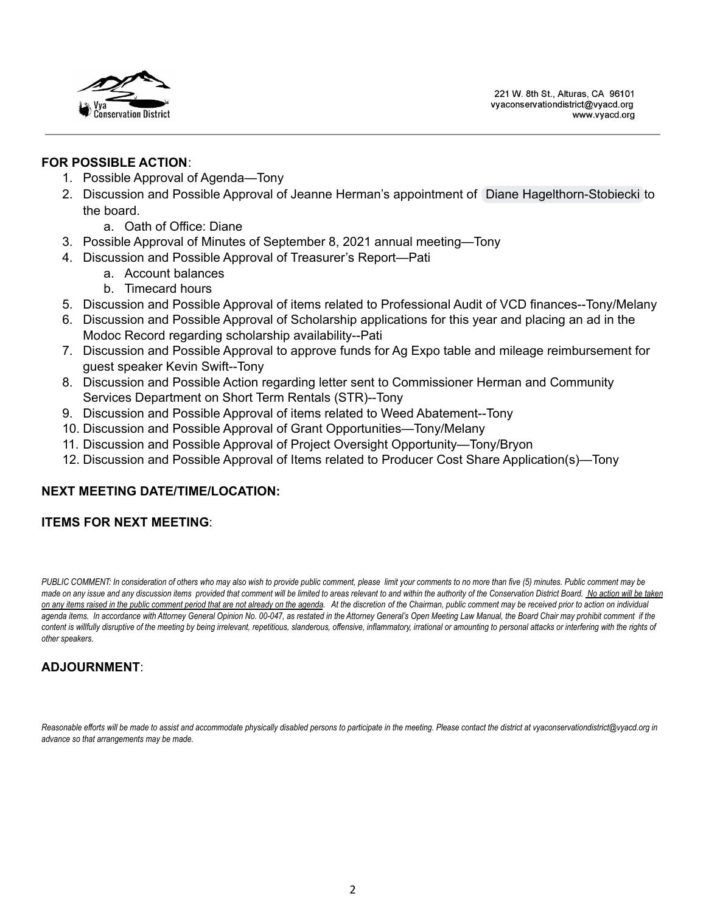221 W. 8th St., Alturas, CA 96101
vyaconservationdistrict@vyacd.org
www.vyacd.org

**FOR POSSIBLE ACTION**:

1. Possible Approval of Agenda—Tony
2. Discussion and Possible Approval of Jeanne Herman's appointment of Diane Hagelthorn-Stobiecki to the board.
    a. Oath of Office: Diane
3. Possible Approval of Minutes of September 8, 2021 annual meeting—Tony
4. Discussion and Possible Approval of Treasurer's Report—Pati
    a. Account balances
    b. Timecard hours
5. Discussion and Possible Approval of items related to Professional Audit of VCD finances--Tony/Melany
6. Discussion and Possible Approval of Scholarship applications for this year and placing an ad in the Modoc Record regarding scholarship availability--Pati
7. Discussion and Possible Approval to approve funds for Ag Expo table and mileage reimbursement for guest speaker Kevin Swift--Tony
8. Discussion and Possible Action regarding letter sent to Commissioner Herman and Community Services Department on Short Term Rentals (STR)--Tony
9. Discussion and Possible Approval of items related to Weed Abatement--Tony
10. Discussion and Possible Approval of Grant Opportunities—Tony/Melany
11. Discussion and Possible Approval of Project Oversight Opportunity—Tony/Bryon
12. Discussion and Possible Approval of Items related to Producer Cost Share Application(s)—Tony

**NEXT MEETING DATE/TIME/LOCATION:**

**ITEMS FOR NEXT MEETING**:

*PUBLIC COMMENT: In consideration of others who may also wish to provide public comment, please limit your comments to no more than five (5) minutes. Public comment may be made on any issue and any discussion items provided that comment will be limited to areas relevant to and within the authority of the Conservation District Board. No action will be taken on any items raised in the public comment period that are not already on the agenda. At the discretion of the Chairman, public comment may be received prior to action on individual agenda items. In accordance with Attorney General Opinion No. 00-047, as restated in the Attorney General's Open Meeting Law Manual, the Board Chair may prohibit comment if the content is willfully disruptive of the meeting by being irrelevant, repetitious, slanderous, offensive, inflammatory, irrational or amounting to personal attacks or interfering with the rights of other speakers.*

**ADJOURNMENT**:

*Reasonable efforts will be made to assist and accommodate physically disabled persons to participate in the meeting. Please contact the district at vyaconservationdistrict@vyacd.org in advance so that arrangements may be made.*